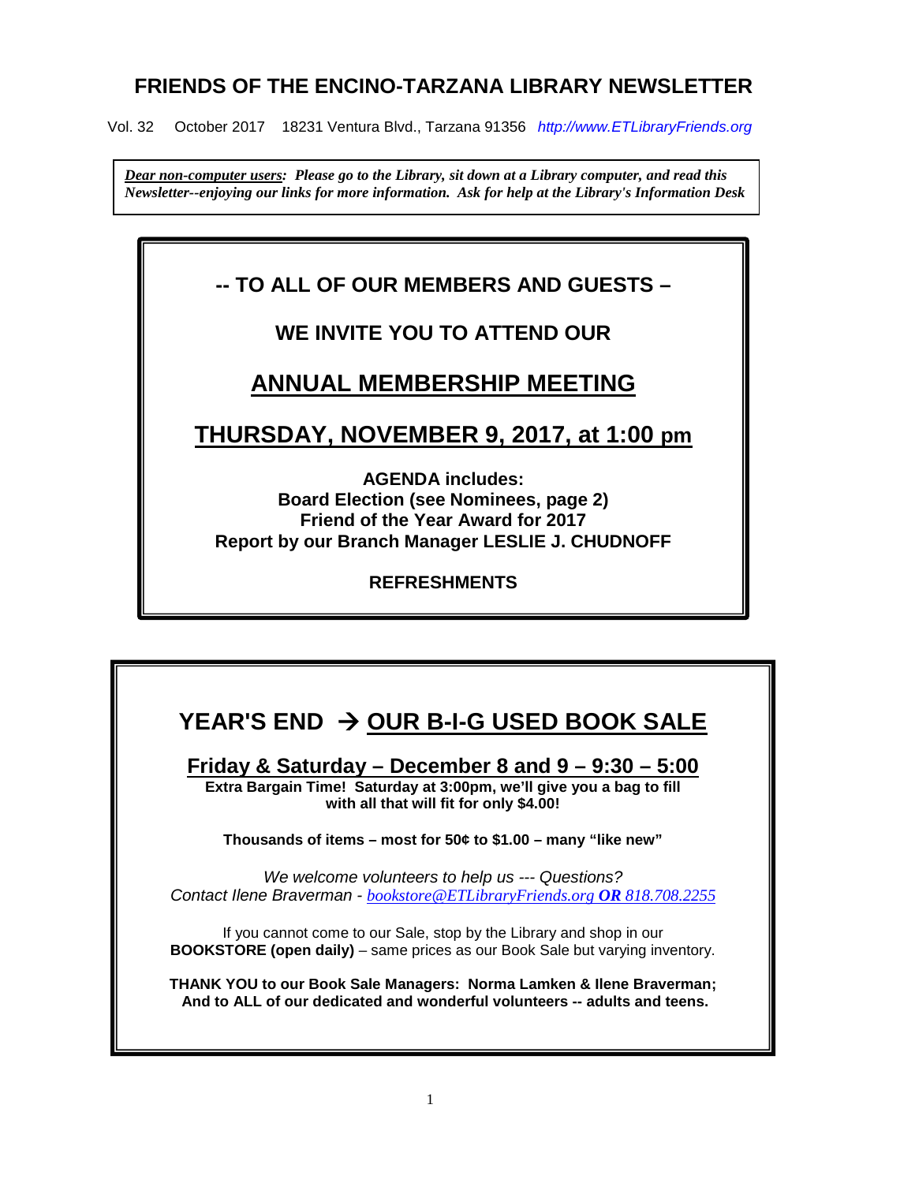# FRIENDS OF THE ENCINO-TARZANA LIBRARY NEWSLETTER

Vol. 32 October 2017 18231 Ventura Blvd., Tarzana 91356 *http://www.ETLibraryFriends.org*

***Dear non-computer users:** Please go to the Library, sit down at a Library computer, and read this Newsletter--enjoying our links for more information. Ask for help at the Library's Information Desk*

**-- TO ALL OF OUR MEMBERS AND GUESTS –**

**WE INVITE YOU TO ATTEND OUR**

## ANNUAL MEMBERSHIP MEETING

## THURSDAY, NOVEMBER 9, 2017, at 1:00 pm

**AGENDA includes:**
**Board Election (see Nominees, page 2)**
**Friend of the Year Award for 2017**
**Report by our Branch Manager LESLIE J. CHUDNOFF**

**REFRESHMENTS**

## YEAR'S END → OUR B-I-G USED BOOK SALE

**Friday & Saturday – December 8 and 9 – 9:30 – 5:00**

**Extra Bargain Time! Saturday at 3:00pm, we'll give you a bag to fill with all that will fit for only $4.00!**

**Thousands of items – most for 50¢ to $1.00 – many "like new"**

*We welcome volunteers to help us --- Questions?*
*Contact Ilene Braverman - bookstore@ETLibraryFriends.org **OR** 818.708.2255*

If you cannot come to our Sale, stop by the Library and shop in our **BOOKSTORE (open daily)** – same prices as our Book Sale but varying inventory.

**THANK YOU to our Book Sale Managers: Norma Lamken & Ilene Braverman; And to ALL of our dedicated and wonderful volunteers -- adults and teens.**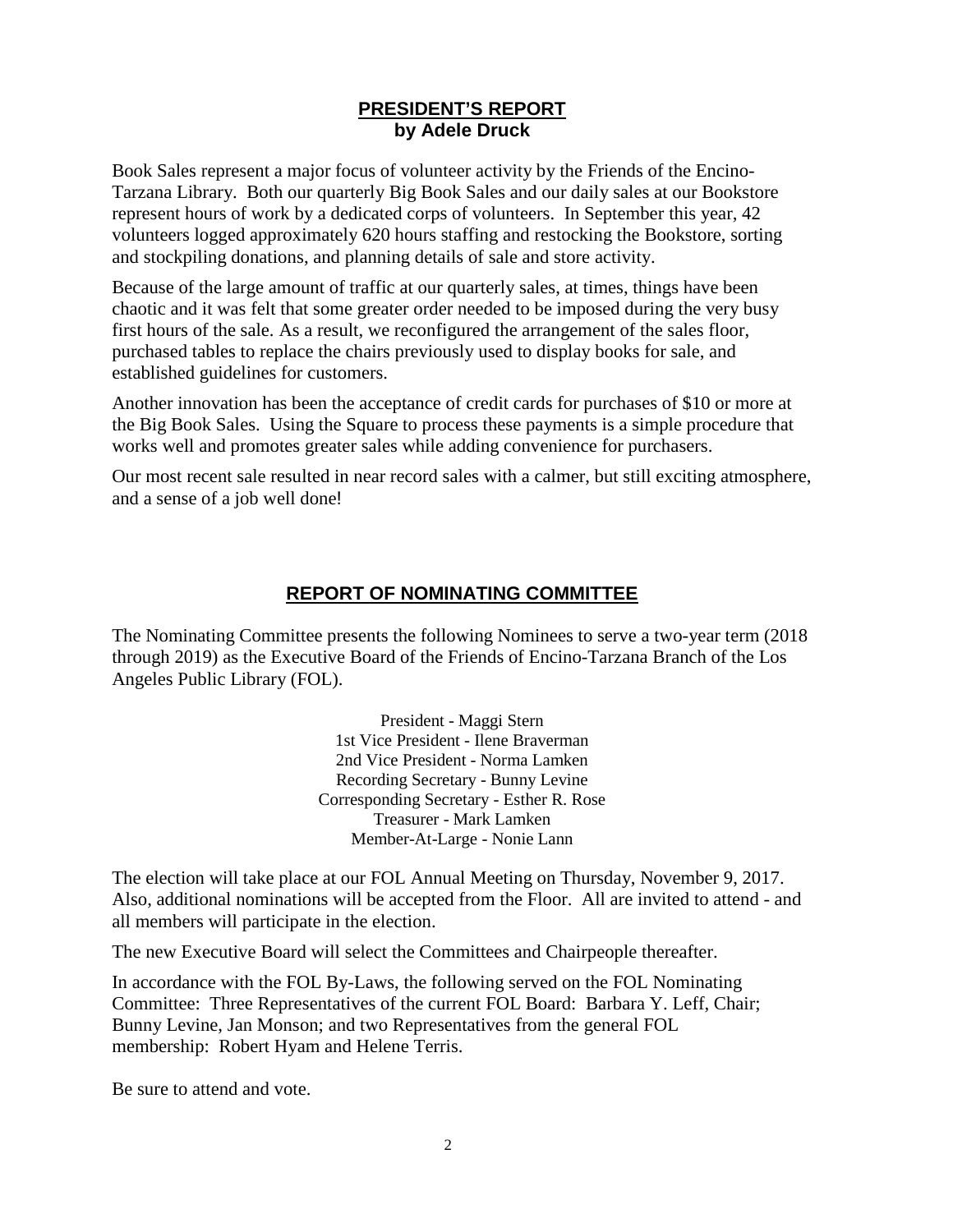## PRESIDENT'S REPORT
**by Adele Druck**

Book Sales represent a major focus of volunteer activity by the Friends of the Encino-Tarzana Library. Both our quarterly Big Book Sales and our daily sales at our Bookstore represent hours of work by a dedicated corps of volunteers. In September this year, 42 volunteers logged approximately 620 hours staffing and restocking the Bookstore, sorting and stockpiling donations, and planning details of sale and store activity.

Because of the large amount of traffic at our quarterly sales, at times, things have been chaotic and it was felt that some greater order needed to be imposed during the very busy first hours of the sale. As a result, we reconfigured the arrangement of the sales floor, purchased tables to replace the chairs previously used to display books for sale, and established guidelines for customers.

Another innovation has been the acceptance of credit cards for purchases of $10 or more at the Big Book Sales. Using the Square to process these payments is a simple procedure that works well and promotes greater sales while adding convenience for purchasers.

Our most recent sale resulted in near record sales with a calmer, but still exciting atmosphere, and a sense of a job well done!

## REPORT OF NOMINATING COMMITTEE

The Nominating Committee presents the following Nominees to serve a two-year term (2018 through 2019) as the Executive Board of the Friends of Encino-Tarzana Branch of the Los Angeles Public Library (FOL).

President - Maggi Stern
1st Vice President - Ilene Braverman
2nd Vice President - Norma Lamken
Recording Secretary - Bunny Levine
Corresponding Secretary - Esther R. Rose
Treasurer - Mark Lamken
Member-At-Large - Nonie Lann

The election will take place at our FOL Annual Meeting on Thursday, November 9, 2017. Also, additional nominations will be accepted from the Floor. All are invited to attend - and all members will participate in the election.

The new Executive Board will select the Committees and Chairpeople thereafter.

In accordance with the FOL By-Laws, the following served on the FOL Nominating Committee: Three Representatives of the current FOL Board: Barbara Y. Leff, Chair; Bunny Levine, Jan Monson; and two Representatives from the general FOL membership: Robert Hyam and Helene Terris.

Be sure to attend and vote.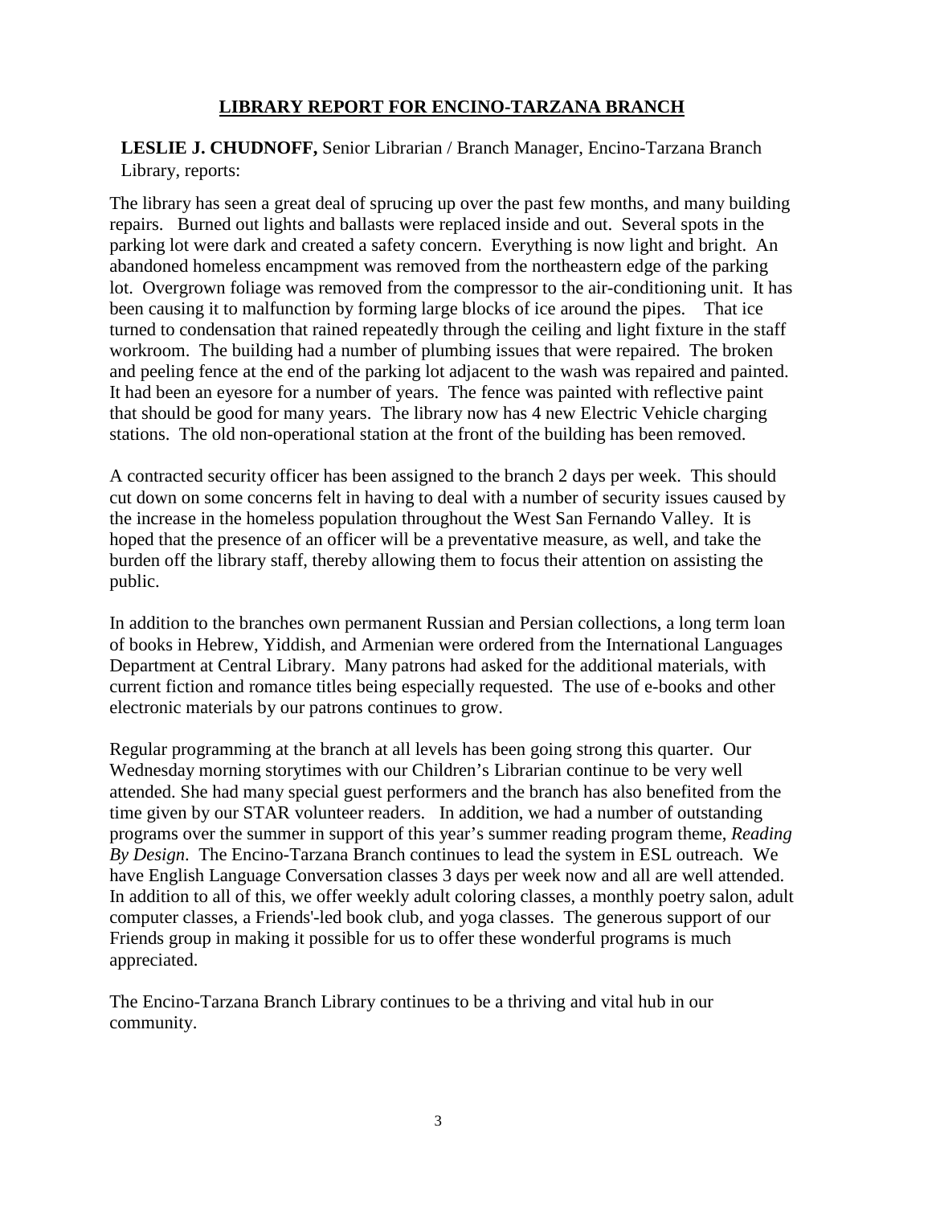## LIBRARY REPORT FOR ENCINO-TARZANA BRANCH

**LESLIE J. CHUDNOFF,** Senior Librarian / Branch Manager, Encino-Tarzana Branch Library, reports:

The library has seen a great deal of sprucing up over the past few months, and many building repairs. Burned out lights and ballasts were replaced inside and out. Several spots in the parking lot were dark and created a safety concern. Everything is now light and bright. An abandoned homeless encampment was removed from the northeastern edge of the parking lot. Overgrown foliage was removed from the compressor to the air-conditioning unit. It has been causing it to malfunction by forming large blocks of ice around the pipes. That ice turned to condensation that rained repeatedly through the ceiling and light fixture in the staff workroom. The building had a number of plumbing issues that were repaired. The broken and peeling fence at the end of the parking lot adjacent to the wash was repaired and painted. It had been an eyesore for a number of years. The fence was painted with reflective paint that should be good for many years. The library now has 4 new Electric Vehicle charging stations. The old non-operational station at the front of the building has been removed.

A contracted security officer has been assigned to the branch 2 days per week. This should cut down on some concerns felt in having to deal with a number of security issues caused by the increase in the homeless population throughout the West San Fernando Valley. It is hoped that the presence of an officer will be a preventative measure, as well, and take the burden off the library staff, thereby allowing them to focus their attention on assisting the public.

In addition to the branches own permanent Russian and Persian collections, a long term loan of books in Hebrew, Yiddish, and Armenian were ordered from the International Languages Department at Central Library. Many patrons had asked for the additional materials, with current fiction and romance titles being especially requested. The use of e-books and other electronic materials by our patrons continues to grow.

Regular programming at the branch at all levels has been going strong this quarter. Our Wednesday morning storytimes with our Children's Librarian continue to be very well attended. She had many special guest performers and the branch has also benefited from the time given by our STAR volunteer readers. In addition, we had a number of outstanding programs over the summer in support of this year's summer reading program theme, *Reading By Design*. The Encino-Tarzana Branch continues to lead the system in ESL outreach. We have English Language Conversation classes 3 days per week now and all are well attended. In addition to all of this, we offer weekly adult coloring classes, a monthly poetry salon, adult computer classes, a Friends'-led book club, and yoga classes. The generous support of our Friends group in making it possible for us to offer these wonderful programs is much appreciated.

The Encino-Tarzana Branch Library continues to be a thriving and vital hub in our community.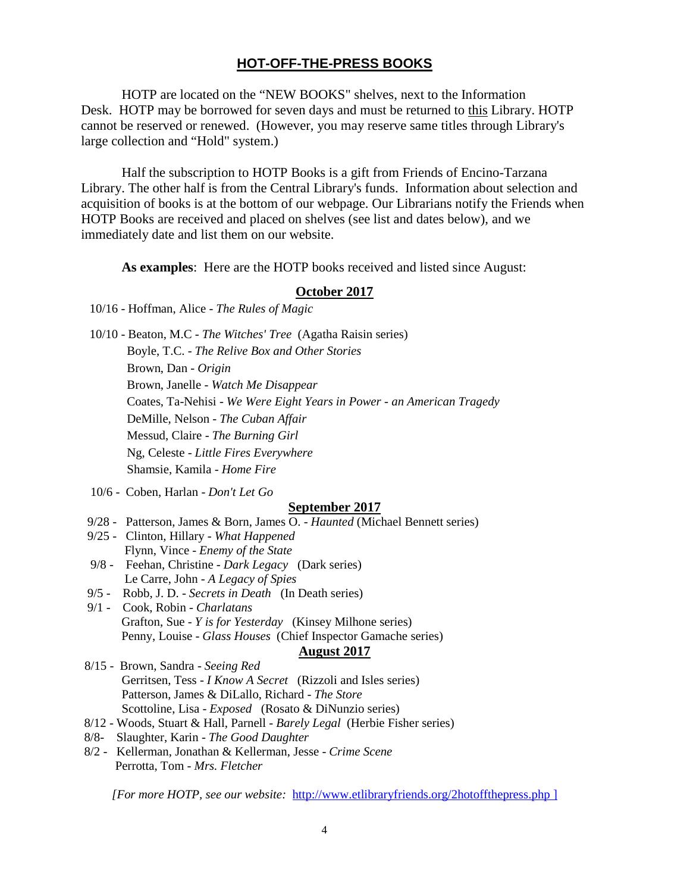## HOT-OFF-THE-PRESS BOOKS

HOTP are located on the "NEW BOOKS" shelves, next to the Information Desk. HOTP may be borrowed for seven days and must be returned to this Library. HOTP cannot be reserved or renewed. (However, you may reserve same titles through Library's large collection and "Hold" system.)

Half the subscription to HOTP Books is a gift from Friends of Encino-Tarzana Library. The other half is from the Central Library's funds. Information about selection and acquisition of books is at the bottom of our webpage. Our Librarians notify the Friends when HOTP Books are received and placed on shelves (see list and dates below), and we immediately date and list them on our website.

**As examples**: Here are the HOTP books received and listed since August:

### October 2017

10/16 - Hoffman, Alice - *The Rules of Magic*

10/10 - Beaton, M.C - *The Witches' Tree* (Agatha Raisin series)
Boyle, T.C. - *The Relive Box and Other Stories*
Brown, Dan - *Origin*
Brown, Janelle - *Watch Me Disappear*
Coates, Ta-Nehisi - *We Were Eight Years in Power - an American Tragedy*
DeMille, Nelson - *The Cuban Affair*
Messud, Claire - *The Burning Girl*
Ng, Celeste - *Little Fires Everywhere*
Shamsie, Kamila - *Home Fire*

10/6 - Coben, Harlan - *Don't Let Go*

### September 2017

9/28 - Patterson, James & Born, James O. - *Haunted* (Michael Bennett series)
9/25 - Clinton, Hillary - *What Happened*
Flynn, Vince - *Enemy of the State*
9/8 - Feehan, Christine - *Dark Legacy* (Dark series)
Le Carre, John - *A Legacy of Spies*
9/5 - Robb, J. D. - *Secrets in Death* (In Death series)
9/1 - Cook, Robin - *Charlatans*
Grafton, Sue - *Y is for Yesterday* (Kinsey Milhone series)
Penny, Louise - *Glass Houses* (Chief Inspector Gamache series)

### August 2017

8/15 - Brown, Sandra - *Seeing Red*
Gerritsen, Tess - *I Know A Secret* (Rizzoli and Isles series)
Patterson, James & DiLallo, Richard - *The Store*
Scottoline, Lisa - *Exposed* (Rosato & DiNunzio series)
8/12 - Woods, Stuart & Hall, Parnell - *Barely Legal* (Herbie Fisher series)
8/8- Slaughter, Karin - *The Good Daughter*
8/2 - Kellerman, Jonathan & Kellerman, Jesse - *Crime Scene*
Perrotta, Tom - *Mrs. Fletcher*

*[For more HOTP, see our website:* http://www.etlibraryfriends.org/2hotoffthepress.php ]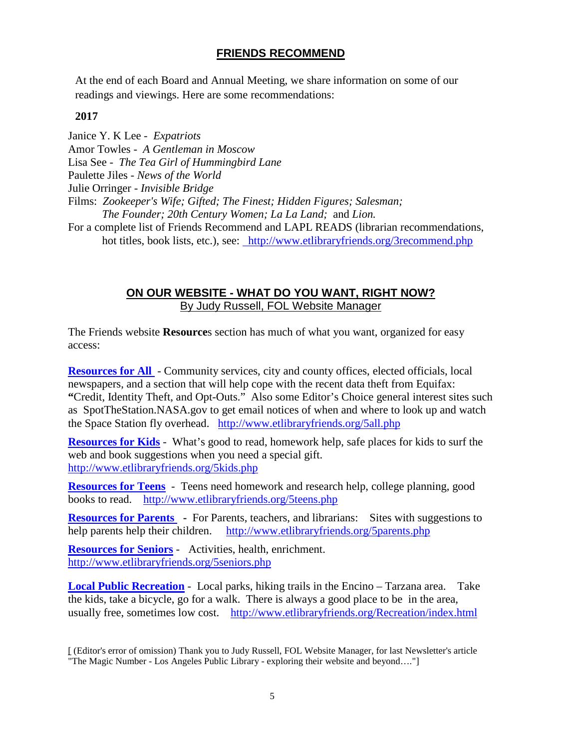## FRIENDS RECOMMEND

At the end of each Board and Annual Meeting, we share information on some of our readings and viewings. Here are some recommendations:

**2017**

Janice Y. K Lee - *Expatriots*
Amor Towles - *A Gentleman in Moscow*
Lisa See - *The Tea Girl of Hummingbird Lane*
Paulette Jiles - *News of the World*
Julie Orringer - *Invisible Bridge*
Films: *Zookeeper's Wife; Gifted; The Finest; Hidden Figures; Salesman; The Founder; 20th Century Women; La La Land;* and *Lion.*
For a complete list of Friends Recommend and LAPL READS (librarian recommendations, hot titles, book lists, etc.), see: http://www.etlibraryfriends.org/3recommend.php

## ON OUR WEBSITE - WHAT DO YOU WANT, RIGHT NOW?

By Judy Russell, FOL Website Manager

The Friends website **Resource**s section has much of what you want, organized for easy access:

**Resources for All** - Community services, city and county offices, elected officials, local newspapers, and a section that will help cope with the recent data theft from Equifax: **"**Credit, Identity Theft, and Opt-Outs." Also some Editor's Choice general interest sites such as SpotTheStation.NASA.gov to get email notices of when and where to look up and watch the Space Station fly overhead. http://www.etlibraryfriends.org/5all.php

**Resources for Kids** - What's good to read, homework help, safe places for kids to surf the web and book suggestions when you need a special gift. http://www.etlibraryfriends.org/5kids.php

**Resources for Teens** - Teens need homework and research help, college planning, good books to read. http://www.etlibraryfriends.org/5teens.php

**Resources for Parents** - For Parents, teachers, and librarians: Sites with suggestions to help parents help their children. http://www.etlibraryfriends.org/5parents.php

**Resources for Seniors** - Activities, health, enrichment. http://www.etlibraryfriends.org/5seniors.php

**Local Public Recreation** - Local parks, hiking trails in the Encino – Tarzana area. Take the kids, take a bicycle, go for a walk. There is always a good place to be in the area, usually free, sometimes low cost. http://www.etlibraryfriends.org/Recreation/index.html

[ (Editor's error of omission) Thank you to Judy Russell, FOL Website Manager, for last Newsletter's article "The Magic Number - Los Angeles Public Library - exploring their website and beyond…."]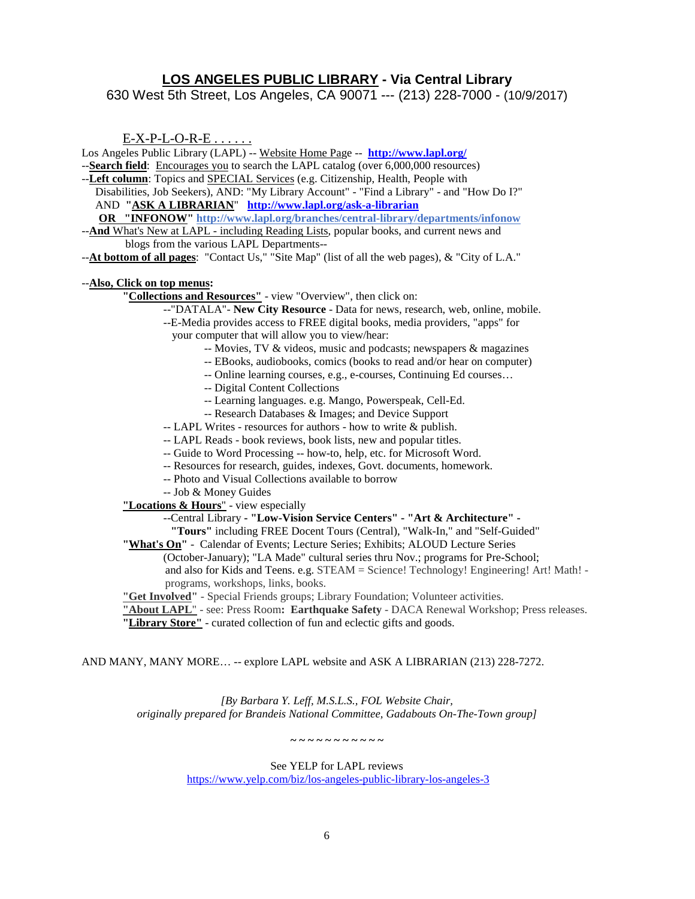## LOS ANGELES PUBLIC LIBRARY - Via Central Library

630 West 5th Street, Los Angeles, CA 90071 --- (213) 228-7000 - (10/9/2017)

E-X-P-L-O-R-E . . . . . .

Los Angeles Public Library (LAPL) -- Website Home Page -- **http://www.lapl.org/**

--**Search field**: Encourages you to search the LAPL catalog (over 6,000,000 resources)

--**Left column**: Topics and SPECIAL Services (e.g. Citizenship, Health, People with Disabilities, Job Seekers), AND: "My Library Account" - "Find a Library" - and "How Do I?" AND **"ASK A LIBRARIAN"** **http://www.lapl.org/ask-a-librarian**
**OR "INFONOW"** **http://www.lapl.org/branches/central-library/departments/infonow**

--**And** What's New at LAPL - including Reading Lists, popular books, and current news and blogs from the various LAPL Departments--

--**At bottom of all pages**: "Contact Us," "Site Map" (list of all the web pages), & "City of L.A."

--**Also, Click on top menus:**

**"Collections and Resources"** - view "Overview", then click on:

- "DATALA"- **New City Resource** - Data for news, research, web, online, mobile.
- E-Media provides access to FREE digital books, media providers, "apps" for your computer that will allow you to view/hear:
  - Movies, TV & videos, music and podcasts; newspapers & magazines
  - EBooks, audiobooks, comics (books to read and/or hear on computer)
  - Online learning courses, e.g., e-courses, Continuing Ed courses…
  - Digital Content Collections
  - Learning languages. e.g. Mango, Powerspeak, Cell-Ed.
  - Research Databases & Images; and Device Support
- LAPL Writes - resources for authors - how to write & publish.
- LAPL Reads - book reviews, book lists, new and popular titles.
- Guide to Word Processing -- how-to, help, etc. for Microsoft Word.
- Resources for research, guides, indexes, Govt. documents, homework.
- Photo and Visual Collections available to borrow
- Job & Money Guides

**"Locations & Hours"** - view especially

- Central Library - **"Low-Vision Service Centers"** - **"Art & Architecture"** - **"Tours"** including FREE Docent Tours (Central), "Walk-In," and "Self-Guided"

**"What's On"** - Calendar of Events; Lecture Series; Exhibits; ALOUD Lecture Series (October-January); "LA Made" cultural series thru Nov.; programs for Pre-School; and also for Kids and Teens. e.g. STEAM = Science! Technology! Engineering! Art! Math! - programs, workshops, links, books.

**"Get Involved"** - Special Friends groups; Library Foundation; Volunteer activities.

**"About LAPL"** - see: Press Room: **Earthquake Safety** - DACA Renewal Workshop; Press releases.

**"Library Store"** - curated collection of fun and eclectic gifts and goods.

AND MANY, MANY MORE… -- explore LAPL website and ASK A LIBRARIAN (213) 228-7272.

*[By Barbara Y. Leff, M.S.L.S., FOL Website Chair, originally prepared for Brandeis National Committee, Gadabouts On-The-Town group]*

~ ~ ~ ~ ~ ~ ~ ~ ~ ~ ~ ~

See YELP for LAPL reviews
https://www.yelp.com/biz/los-angeles-public-library-los-angeles-3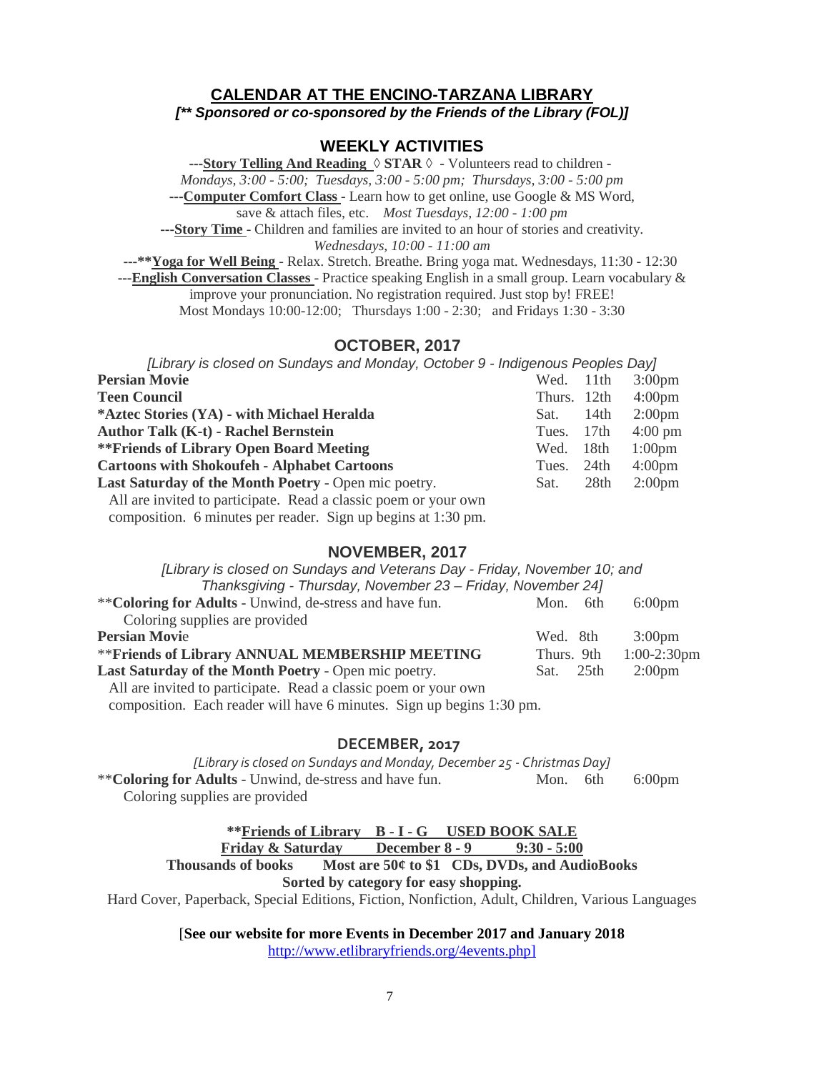# CALENDAR AT THE ENCINO-TARZANA LIBRARY

***[** Sponsored or co-sponsored by the Friends of the Library (FOL)]***

## WEEKLY ACTIVITIES

---**Story Telling And Reading** ◊ **STAR** ◊ - Volunteers read to children - *Mondays, 3:00 - 5:00; Tuesdays, 3:00 - 5:00 pm; Thursdays, 3:00 - 5:00 pm*

---**Computer Comfort Class** - Learn how to get online, use Google & MS Word, save & attach files, etc. *Most Tuesdays, 12:00 - 1:00 pm*

---**Story Time** - Children and families are invited to an hour of stories and creativity. *Wednesdays, 10:00 - 11:00 am*

---****Yoga for Well Being** - Relax. Stretch. Breathe. Bring yoga mat. Wednesdays, 11:30 - 12:30

---**English Conversation Classes** - Practice speaking English in a small group. Learn vocabulary & improve your pronunciation. No registration required. Just stop by! FREE! Most Mondays 10:00-12:00; Thursdays 1:00 - 2:30; and Fridays 1:30 - 3:30

## OCTOBER, 2017

*[Library is closed on Sundays and Monday, October 9 - Indigenous Peoples Day]*

| Event | Day | Date | Time |
|---|---|---|---|
| **Persian Movie** | Wed. | 11th | 3:00pm |
| **Teen Council** | Thurs. | 12th | 4:00pm |
| ***Aztec Stories (YA) - with Michael Heralda** | Sat. | 14th | 2:00pm |
| **Author Talk (K-t) - Rachel Bernstein** | Tues. | 17th | 4:00 pm |
| ****Friends of Library Open Board Meeting** | Wed. | 18th | 1:00pm |
| **Cartoons with Shokoufeh - Alphabet Cartoons** | Tues. | 24th | 4:00pm |
| **Last Saturday of the Month Poetry** - Open mic poetry. All are invited to participate. Read a classic poem or your own composition. 6 minutes per reader. Sign up begins at 1:30 pm. | Sat. | 28th | 2:00pm |

## NOVEMBER, 2017

*[Library is closed on Sundays and Veterans Day - Friday, November 10; and Thanksgiving - Thursday, November 23 – Friday, November 24]*

| Event | Day | Date | Time |
|---|---|---|---|
| ****Coloring for Adults** - Unwind, de-stress and have fun. Coloring supplies are provided | Mon. | 6th | 6:00pm |
| **Persian Movie** | Wed. | 8th | 3:00pm |
| ****Friends of Library ANNUAL MEMBERSHIP MEETING** | Thurs. | 9th | 1:00-2:30pm |
| **Last Saturday of the Month Poetry** - Open mic poetry. All are invited to participate. Read a classic poem or your own composition. Each reader will have 6 minutes. Sign up begins 1:30 pm. | Sat. | 25th | 2:00pm |

## DECEMBER, 2017

*[Library is closed on Sundays and Monday, December 25 - Christmas Day]*

| Event | Day | Date | Time |
|---|---|---|---|
| ****Coloring for Adults** - Unwind, de-stress and have fun. Coloring supplies are provided | Mon. | 6th | 6:00pm |

****Friends of Library B - I - G USED BOOK SALE**

**Friday & Saturday December 8 - 9 9:30 - 5:00**

**Thousands of books Most are 50¢ to $1 CDs, DVDs, and AudioBooks**

**Sorted by category for easy shopping.**

Hard Cover, Paperback, Special Editions, Fiction, Nonfiction, Adult, Children, Various Languages

[**See our website for more Events in December 2017 and January 2018**
http://www.etlibraryfriends.org/4events.php]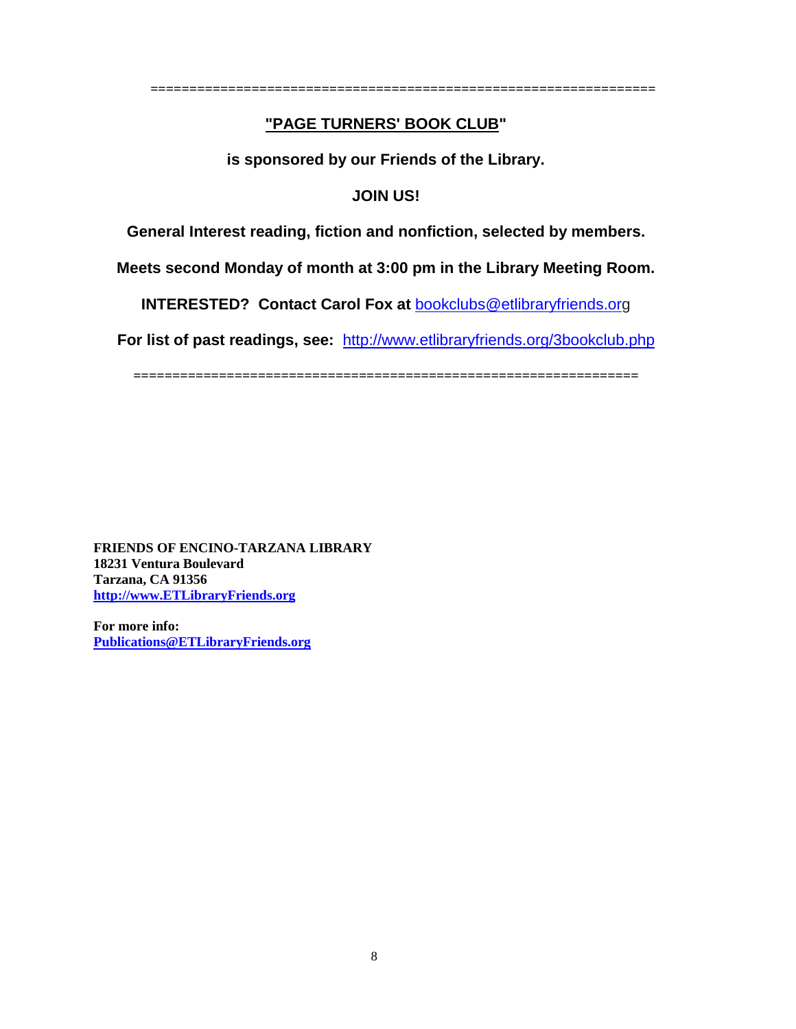================================================================

**"PAGE TURNERS' BOOK CLUB"**

**is sponsored by our Friends of the Library.**

**JOIN US!**

**General Interest reading, fiction and nonfiction, selected by members.**

**Meets second Monday of month at 3:00 pm in the Library Meeting Room.**

**INTERESTED? Contact Carol Fox at** bookclubs@etlibraryfriends.org

**For list of past readings, see:** http://www.etlibraryfriends.org/3bookclub.php

================================================================

**FRIENDS OF ENCINO-TARZANA LIBRARY**
**18231 Ventura Boulevard**
**Tarzana, CA 91356**
**http://www.ETLibraryFriends.org**

**For more info:**
**Publications@ETLibraryFriends.org**